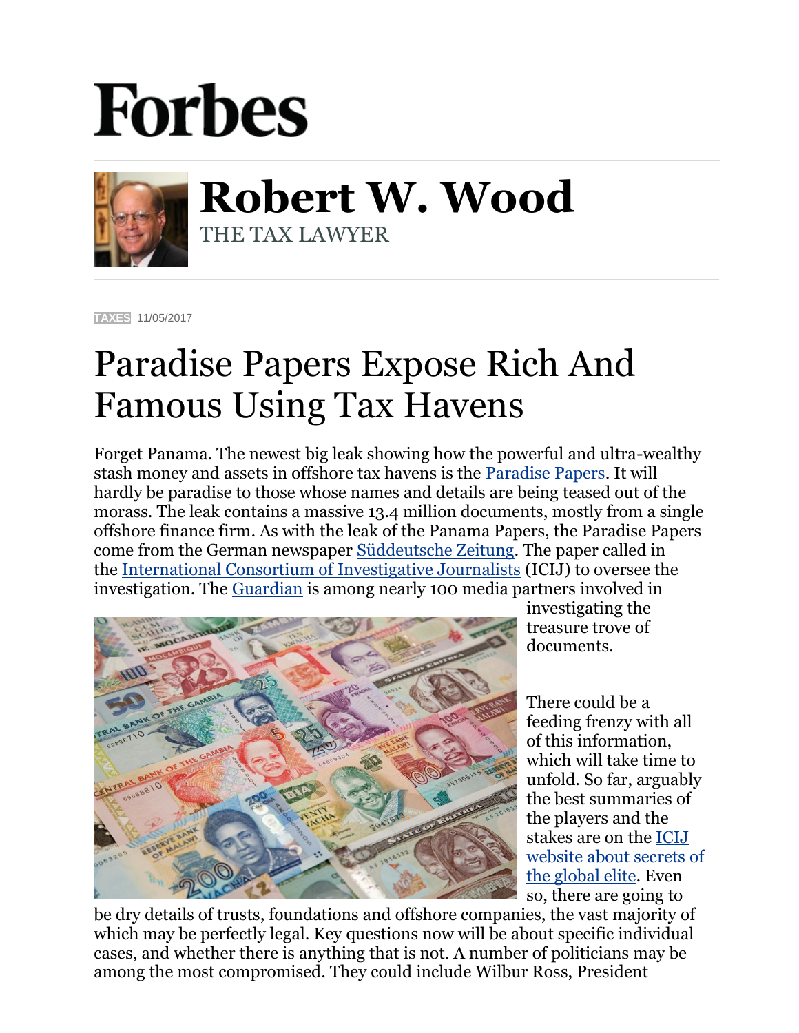# Forbes

## Robert W. Wood

THE TAX LAWYER

TAXES 11/05/2017

# Paradise Papers Expose Rich And Famous Using Tax Havens

Forget Panama. The newest big leak showing how the powerful and ultra-wealthy stash money and assets in offshore tax havens is the Paradise Papers. It will hardly be paradise to those whose names and details are being teased out of the morass. The leak contains a massive 13.4 million documents, mostly from a single offshore finance firm. As with the leak of the Panama Papers, the Paradise Papers come from the German newspaper Süddeutsche Zeitung. The paper called in the International Consortium of Investigative Journalists (ICIJ) to oversee the investigation. The Guardian is among nearly 100 media partners involved in investigating the treasure trove of documents.

There could be a feeding frenzy with all of this information, which will take time to unfold. So far, arguably the best summaries of the players and the stakes are on the ICIJ website about secrets of the global elite. Even so, there are going to be dry details of trusts, foundations and offshore companies, the vast majority of which may be perfectly legal. Key questions now will be about specific individual cases, and whether there is anything that is not. A number of politicians may be among the most compromised. They could include Wilbur Ross, President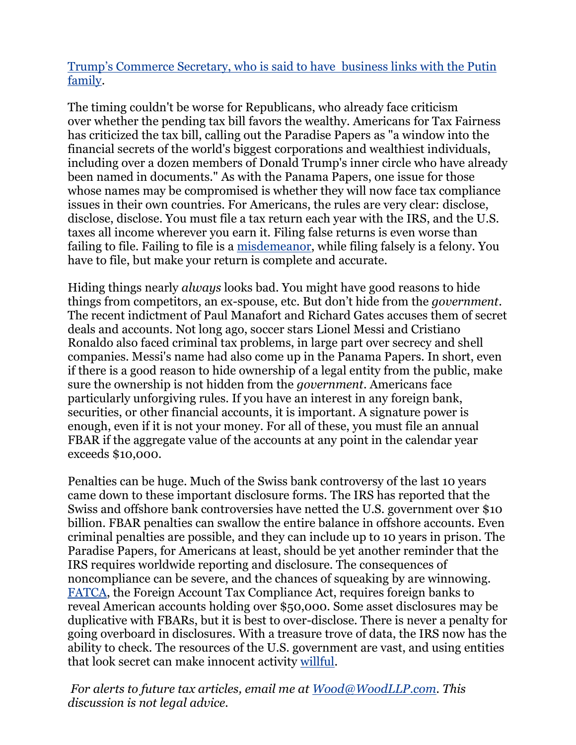[Trump's Commerce Secretary, who is said to have business links with the Putin family](#).

The timing couldn't be worse for Republicans, who already face criticism over whether the pending tax bill favors the wealthy. Americans for Tax Fairness has criticized the tax bill, calling out the Paradise Papers as "a window into the financial secrets of the world's biggest corporations and wealthiest individuals, including over a dozen members of Donald Trump's inner circle who have already been named in documents." As with the Panama Papers, one issue for those whose names may be compromised is whether they will now face tax compliance issues in their own countries. For Americans, the rules are very clear: disclose, disclose, disclose. You must file a tax return each year with the IRS, and the U.S. taxes all income wherever you earn it. Filing false returns is even worse than failing to file. Failing to file is a [misdemeanor](#), while filing falsely is a felony. You have to file, but make your return is complete and accurate.

Hiding things nearly *always* looks bad. You might have good reasons to hide things from competitors, an ex-spouse, etc. But don't hide from the *government*. The recent indictment of Paul Manafort and Richard Gates accuses them of secret deals and accounts. Not long ago, soccer stars Lionel Messi and Cristiano Ronaldo also faced criminal tax problems, in large part over secrecy and shell companies. Messi's name had also come up in the Panama Papers. In short, even if there is a good reason to hide ownership of a legal entity from the public, make sure the ownership is not hidden from the *government*. Americans face particularly unforgiving rules. If you have an interest in any foreign bank, securities, or other financial accounts, it is important. A signature power is enough, even if it is not your money. For all of these, you must file an annual FBAR if the aggregate value of the accounts at any point in the calendar year exceeds $10,000.

Penalties can be huge. Much of the Swiss bank controversy of the last 10 years came down to these important disclosure forms. The IRS has reported that the Swiss and offshore bank controversies have netted the U.S. government over $10 billion. FBAR penalties can swallow the entire balance in offshore accounts. Even criminal penalties are possible, and they can include up to 10 years in prison. The Paradise Papers, for Americans at least, should be yet another reminder that the IRS requires worldwide reporting and disclosure. The consequences of noncompliance can be severe, and the chances of squeaking by are winnowing. [FATCA](#), the Foreign Account Tax Compliance Act, requires foreign banks to reveal American accounts holding over $50,000. Some asset disclosures may be duplicative with FBARs, but it is best to over-disclose. There is never a penalty for going overboard in disclosures. With a treasure trove of data, the IRS now has the ability to check. The resources of the U.S. government are vast, and using entities that look secret can make innocent activity [willful](#).

*For alerts to future tax articles, email me at [Wood@WoodLLP.com](mailto:Wood@WoodLLP.com). This discussion is not legal advice.*